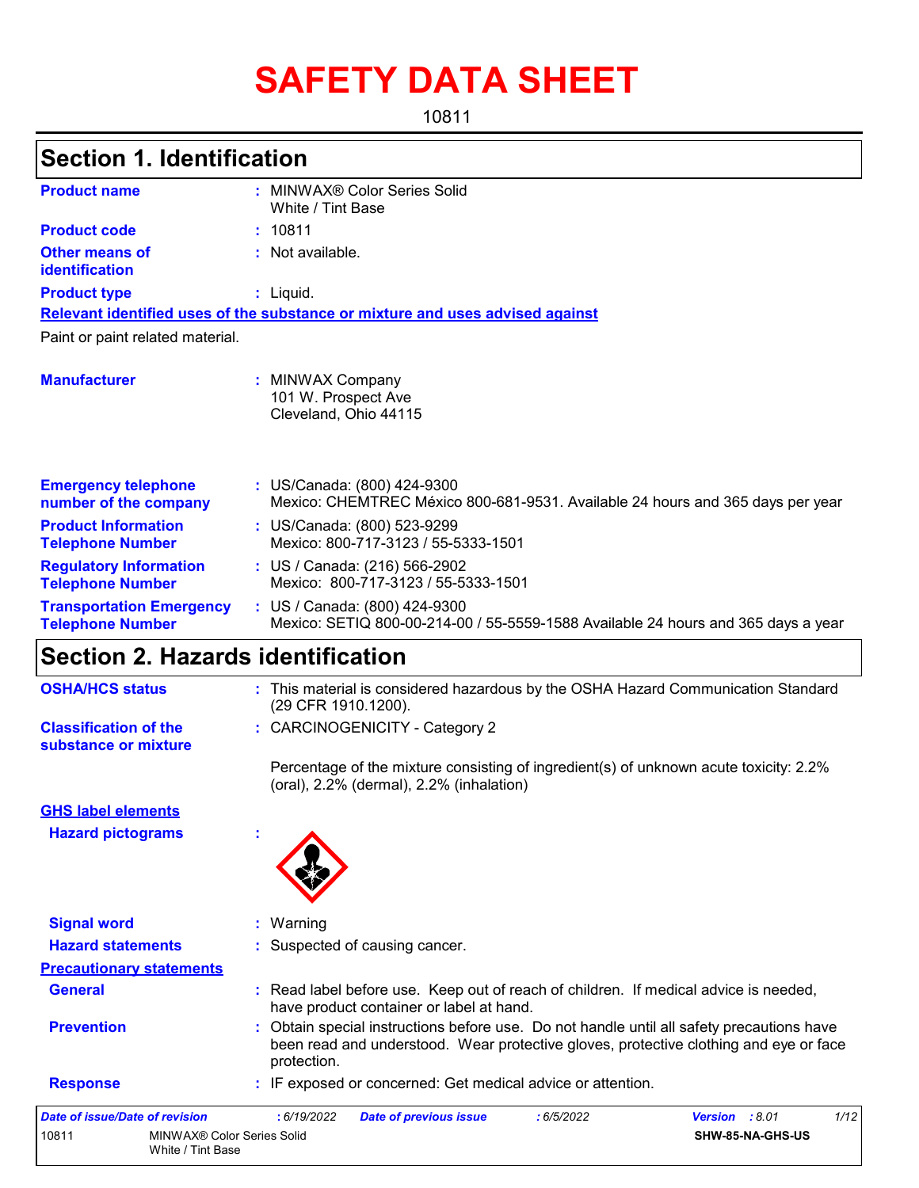# SAFETY DATA SHEET

10811

## Section 1. Identification

| | | |
|---|---|---|
| **Product name** | : | MINWAX® Color Series Solid White / Tint Base |
| **Product code** | : | 10811 |
| **Other means of identification** | : | Not available. |
| **Product type** | : | Liquid. |

**Relevant identified uses of the substance or mixture and uses advised against**

Paint or paint related material.

| | | |
|---|---|---|
| **Manufacturer** | : | MINWAX Company<br>101 W. Prospect Ave<br>Cleveland, Ohio 44115 |
| **Emergency telephone number of the company** | : | US/Canada: (800) 424-9300<br>Mexico: CHEMTREC México 800-681-9531. Available 24 hours and 365 days per year |
| **Product Information Telephone Number** | : | US/Canada: (800) 523-9299<br>Mexico: 800-717-3123 / 55-5333-1501 |
| **Regulatory Information Telephone Number** | : | US / Canada: (216) 566-2902<br>Mexico: 800-717-3123 / 55-5333-1501 |
| **Transportation Emergency Telephone Number** | : | US / Canada: (800) 424-9300<br>Mexico: SETIQ 800-00-214-00 / 55-5559-1588 Available 24 hours and 365 days a year |

## Section 2. Hazards identification

| | | |
|---|---|---|
| **OSHA/HCS status** | : | This material is considered hazardous by the OSHA Hazard Communication Standard (29 CFR 1910.1200). |
| **Classification of the substance or mixture** | : | CARCINOGENICITY - Category 2 |
| | | Percentage of the mixture consisting of ingredient(s) of unknown acute toxicity: 2.2% (oral), 2.2% (dermal), 2.2% (inhalation) |

**GHS label elements**

| | | |
|---|---|---|
| **Hazard pictograms** | : | |
| **Signal word** | : | Warning |
| **Hazard statements** | : | Suspected of causing cancer. |

**Precautionary statements**

| | | |
|---|---|---|
| **General** | : | Read label before use. Keep out of reach of children. If medical advice is needed, have product container or label at hand. |
| **Prevention** | : | Obtain special instructions before use. Do not handle until all safety precautions have been read and understood. Wear protective gloves, protective clothing and eye or face protection. |
| **Response** | : | IF exposed or concerned: Get medical advice or attention. |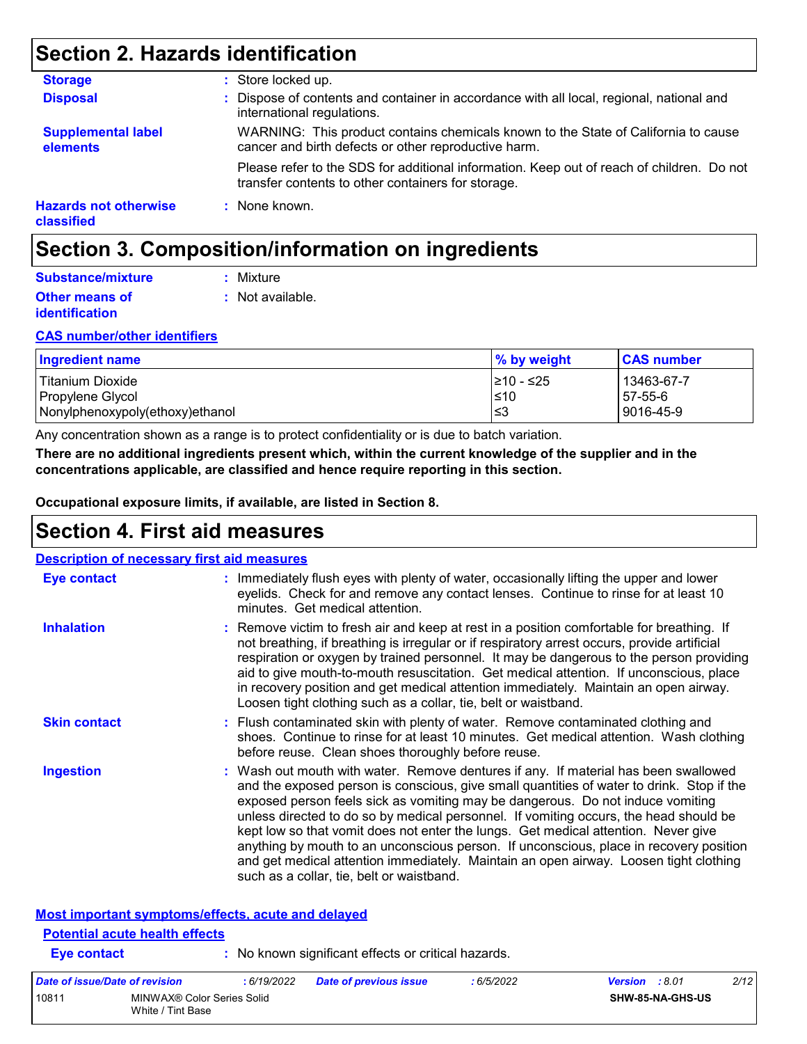## Section 2. Hazards identification

**Storage** : Store locked up.

**Disposal** : Dispose of contents and container in accordance with all local, regional, national and international regulations.

**Supplemental label elements** WARNING: This product contains chemicals known to the State of California to cause cancer and birth defects or other reproductive harm.

Please refer to the SDS for additional information. Keep out of reach of children. Do not transfer contents to other containers for storage.

**Hazards not otherwise classified** : None known.

## Section 3. Composition/information on ingredients

**Substance/mixture** : Mixture

**Other means of identification** : Not available.

**CAS number/other identifiers**

| Ingredient name | % by weight | CAS number |
|---|---|---|
| Titanium Dioxide | ≥10 - ≤25 | 13463-67-7 |
| Propylene Glycol | ≤10 | 57-55-6 |
| Nonylphenoxypoly(ethoxy)ethanol | ≤3 | 9016-45-9 |

Any concentration shown as a range is to protect confidentiality or is due to batch variation.

**There are no additional ingredients present which, within the current knowledge of the supplier and in the concentrations applicable, are classified and hence require reporting in this section.**

**Occupational exposure limits, if available, are listed in Section 8.**

## Section 4. First aid measures

**Description of necessary first aid measures**

**Eye contact** : Immediately flush eyes with plenty of water, occasionally lifting the upper and lower eyelids. Check for and remove any contact lenses. Continue to rinse for at least 10 minutes. Get medical attention.

**Inhalation** : Remove victim to fresh air and keep at rest in a position comfortable for breathing. If not breathing, if breathing is irregular or if respiratory arrest occurs, provide artificial respiration or oxygen by trained personnel. It may be dangerous to the person providing aid to give mouth-to-mouth resuscitation. Get medical attention. If unconscious, place in recovery position and get medical attention immediately. Maintain an open airway. Loosen tight clothing such as a collar, tie, belt or waistband.

**Skin contact** : Flush contaminated skin with plenty of water. Remove contaminated clothing and shoes. Continue to rinse for at least 10 minutes. Get medical attention. Wash clothing before reuse. Clean shoes thoroughly before reuse.

**Ingestion** : Wash out mouth with water. Remove dentures if any. If material has been swallowed and the exposed person is conscious, give small quantities of water to drink. Stop if the exposed person feels sick as vomiting may be dangerous. Do not induce vomiting unless directed to do so by medical personnel. If vomiting occurs, the head should be kept low so that vomit does not enter the lungs. Get medical attention. Never give anything by mouth to an unconscious person. If unconscious, place in recovery position and get medical attention immediately. Maintain an open airway. Loosen tight clothing such as a collar, tie, belt or waistband.

**Most important symptoms/effects, acute and delayed**

**Potential acute health effects**

**Eye contact** : No known significant effects or critical hazards.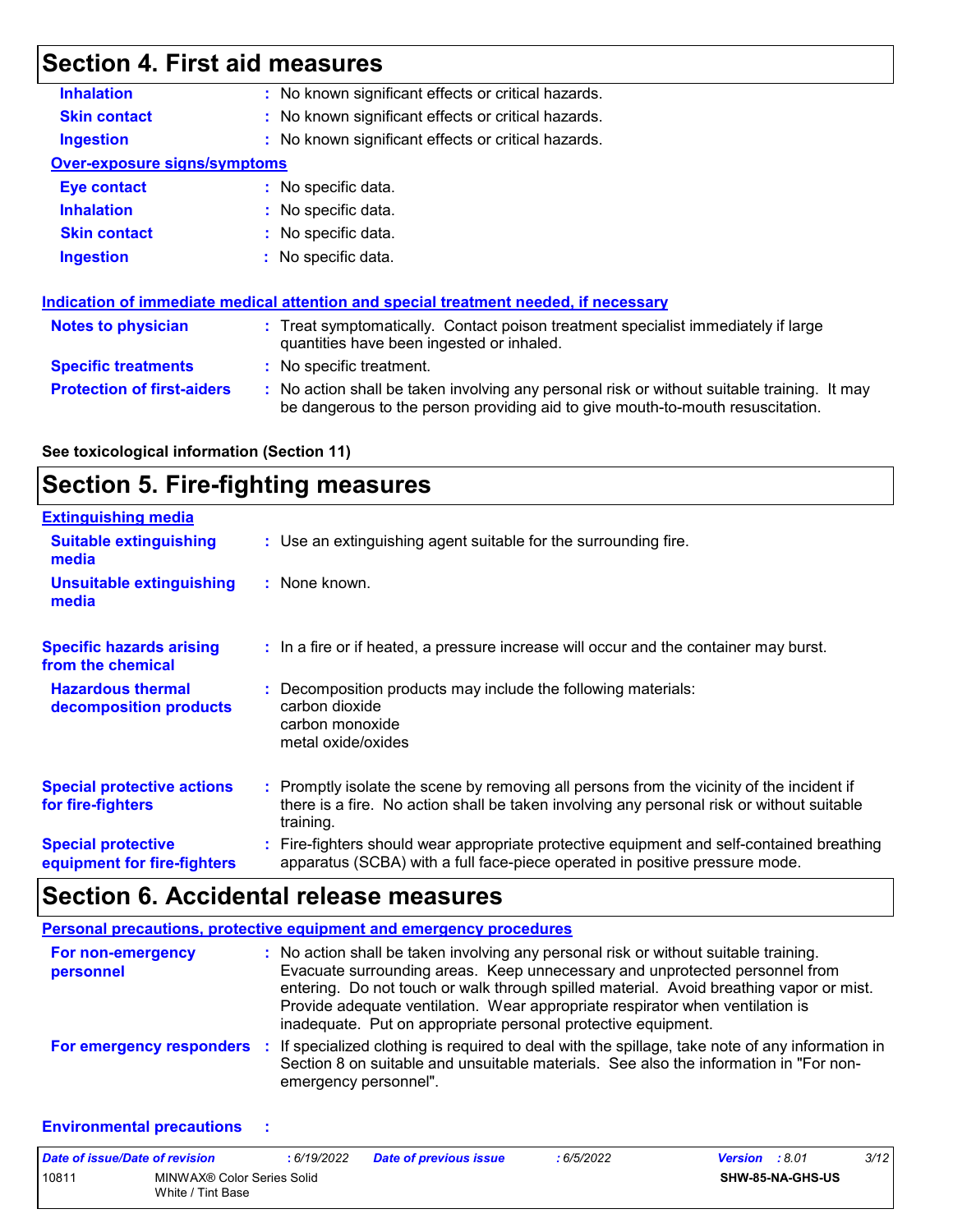# Section 4. First aid measures

| | |
|---|---|
| **Inhalation** | : No known significant effects or critical hazards. |
| **Skin contact** | : No known significant effects or critical hazards. |
| **Ingestion** | : No known significant effects or critical hazards. |

**Over-exposure signs/symptoms**

| | |
|---|---|
| **Eye contact** | : No specific data. |
| **Inhalation** | : No specific data. |
| **Skin contact** | : No specific data. |
| **Ingestion** | : No specific data. |

**Indication of immediate medical attention and special treatment needed, if necessary**

| | |
|---|---|
| **Notes to physician** | : Treat symptomatically. Contact poison treatment specialist immediately if large quantities have been ingested or inhaled. |
| **Specific treatments** | : No specific treatment. |
| **Protection of first-aiders** | : No action shall be taken involving any personal risk or without suitable training. It may be dangerous to the person providing aid to give mouth-to-mouth resuscitation. |

**See toxicological information (Section 11)**

# Section 5. Fire-fighting measures

**Extinguishing media**

| | |
|---|---|
| **Suitable extinguishing media** | : Use an extinguishing agent suitable for the surrounding fire. |
| **Unsuitable extinguishing media** | : None known. |
| **Specific hazards arising from the chemical** | : In a fire or if heated, a pressure increase will occur and the container may burst. |
| **Hazardous thermal decomposition products** | : Decomposition products may include the following materials: carbon dioxide, carbon monoxide, metal oxide/oxides |
| **Special protective actions for fire-fighters** | : Promptly isolate the scene by removing all persons from the vicinity of the incident if there is a fire. No action shall be taken involving any personal risk or without suitable training. |
| **Special protective equipment for fire-fighters** | : Fire-fighters should wear appropriate protective equipment and self-contained breathing apparatus (SCBA) with a full face-piece operated in positive pressure mode. |

# Section 6. Accidental release measures

**Personal precautions, protective equipment and emergency procedures**

| | |
|---|---|
| **For non-emergency personnel** | : No action shall be taken involving any personal risk or without suitable training. Evacuate surrounding areas. Keep unnecessary and unprotected personnel from entering. Do not touch or walk through spilled material. Avoid breathing vapor or mist. Provide adequate ventilation. Wear appropriate respirator when ventilation is inadequate. Put on appropriate personal protective equipment. |
| **For emergency responders** | : If specialized clothing is required to deal with the spillage, take note of any information in Section 8 on suitable and unsuitable materials. See also the information in "For non-emergency personnel". |

**Environmental precautions** :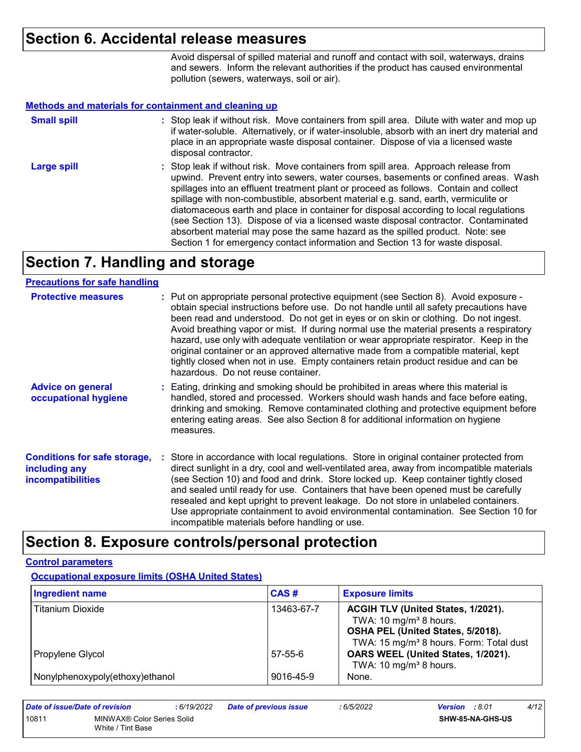## Section 6. Accidental release measures

Avoid dispersal of spilled material and runoff and contact with soil, waterways, drains and sewers. Inform the relevant authorities if the product has caused environmental pollution (sewers, waterways, soil or air).

### Methods and materials for containment and cleaning up

**Small spill** : Stop leak if without risk. Move containers from spill area. Dilute with water and mop up if water-soluble. Alternatively, or if water-insoluble, absorb with an inert dry material and place in an appropriate waste disposal container. Dispose of via a licensed waste disposal contractor.

**Large spill** : Stop leak if without risk. Move containers from spill area. Approach release from upwind. Prevent entry into sewers, water courses, basements or confined areas. Wash spillages into an effluent treatment plant or proceed as follows. Contain and collect spillage with non-combustible, absorbent material e.g. sand, earth, vermiculite or diatomaceous earth and place in container for disposal according to local regulations (see Section 13). Dispose of via a licensed waste disposal contractor. Contaminated absorbent material may pose the same hazard as the spilled product. Note: see Section 1 for emergency contact information and Section 13 for waste disposal.

## Section 7. Handling and storage

### Precautions for safe handling

**Protective measures** : Put on appropriate personal protective equipment (see Section 8). Avoid exposure - obtain special instructions before use. Do not handle until all safety precautions have been read and understood. Do not get in eyes or on skin or clothing. Do not ingest. Avoid breathing vapor or mist. If during normal use the material presents a respiratory hazard, use only with adequate ventilation or wear appropriate respirator. Keep in the original container or an approved alternative made from a compatible material, kept tightly closed when not in use. Empty containers retain product residue and can be hazardous. Do not reuse container.

**Advice on general occupational hygiene** : Eating, drinking and smoking should be prohibited in areas where this material is handled, stored and processed. Workers should wash hands and face before eating, drinking and smoking. Remove contaminated clothing and protective equipment before entering eating areas. See also Section 8 for additional information on hygiene measures.

**Conditions for safe storage, including any incompatibilities** : Store in accordance with local regulations. Store in original container protected from direct sunlight in a dry, cool and well-ventilated area, away from incompatible materials (see Section 10) and food and drink. Store locked up. Keep container tightly closed and sealed until ready for use. Containers that have been opened must be carefully resealed and kept upright to prevent leakage. Do not store in unlabeled containers. Use appropriate containment to avoid environmental contamination. See Section 10 for incompatible materials before handling or use.

## Section 8. Exposure controls/personal protection

### Control parameters

#### Occupational exposure limits (OSHA United States)

| Ingredient name | CAS # | Exposure limits |
|---|---|---|
| Titanium Dioxide | 13463-67-7 | **ACGIH TLV (United States, 1/2021).**<br>TWA: 10 mg/m³ 8 hours.<br>**OSHA PEL (United States, 5/2018).**<br>TWA: 15 mg/m³ 8 hours. Form: Total dust |
| Propylene Glycol | 57-55-6 | **OARS WEEL (United States, 1/2021).**<br>TWA: 10 mg/m³ 8 hours. |
| Nonylphenoxypoly(ethoxy)ethanol | 9016-45-9 | None. |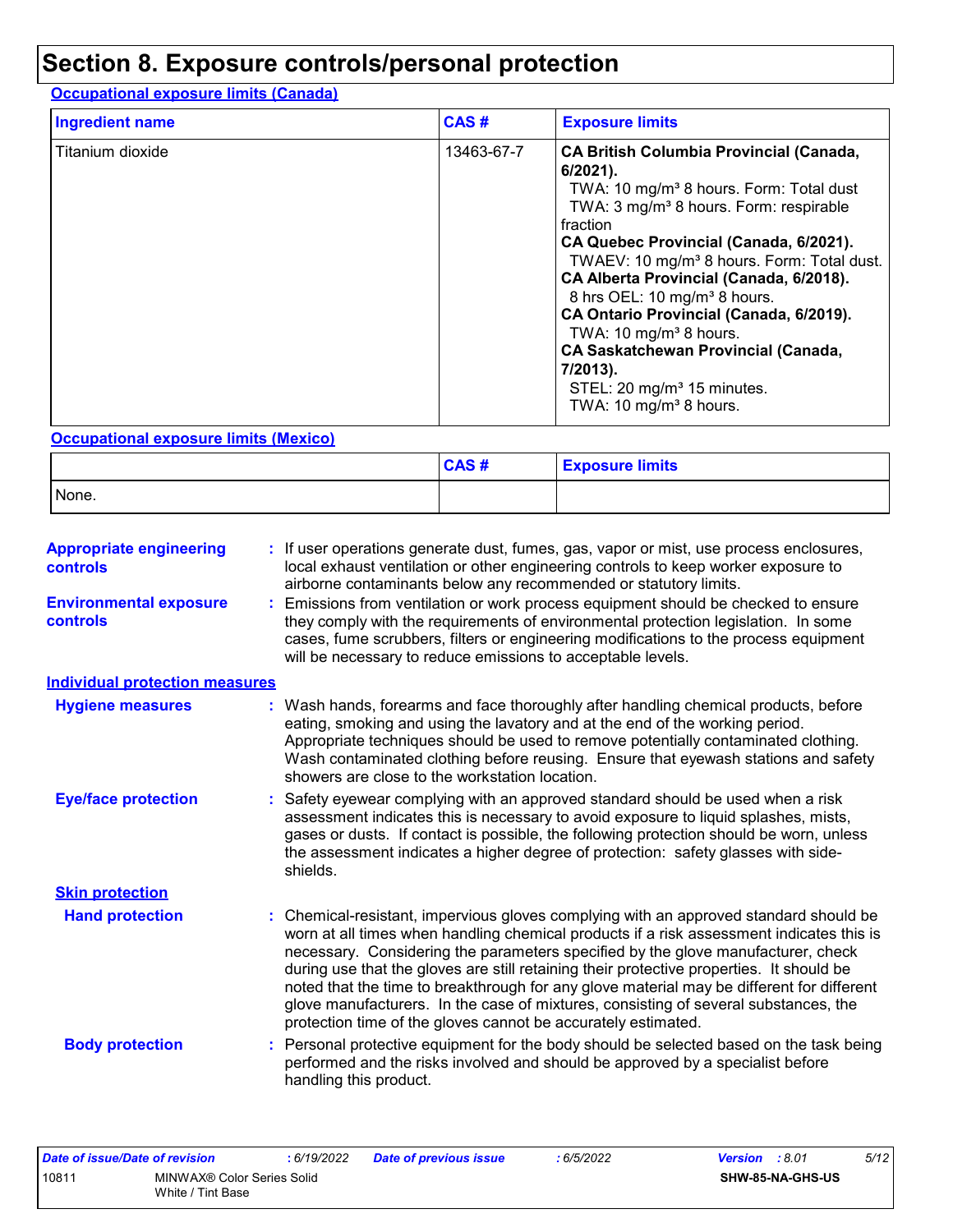# Section 8. Exposure controls/personal protection

**Occupational exposure limits (Canada)**

| Ingredient name | CAS # | Exposure limits |
|---|---|---|
| Titanium dioxide | 13463-67-7 | **CA British Columbia Provincial (Canada, 6/2021).**<br>TWA: 10 mg/m³ 8 hours. Form: Total dust<br>TWA: 3 mg/m³ 8 hours. Form: respirable fraction<br>**CA Quebec Provincial (Canada, 6/2021).**<br>TWAEV: 10 mg/m³ 8 hours. Form: Total dust.<br>**CA Alberta Provincial (Canada, 6/2018).**<br>8 hrs OEL: 10 mg/m³ 8 hours.<br>**CA Ontario Provincial (Canada, 6/2019).**<br>TWA: 10 mg/m³ 8 hours.<br>**CA Saskatchewan Provincial (Canada, 7/2013).**<br>STEL: 20 mg/m³ 15 minutes.<br>TWA: 10 mg/m³ 8 hours. |

**Occupational exposure limits (Mexico)**

| | CAS # | Exposure limits |
|---|---|---|
| None. | | |

**Appropriate engineering controls** : If user operations generate dust, fumes, gas, vapor or mist, use process enclosures, local exhaust ventilation or other engineering controls to keep worker exposure to airborne contaminants below any recommended or statutory limits.

**Environmental exposure controls** : Emissions from ventilation or work process equipment should be checked to ensure they comply with the requirements of environmental protection legislation. In some cases, fume scrubbers, filters or engineering modifications to the process equipment will be necessary to reduce emissions to acceptable levels.

**Individual protection measures**

**Hygiene measures** : Wash hands, forearms and face thoroughly after handling chemical products, before eating, smoking and using the lavatory and at the end of the working period. Appropriate techniques should be used to remove potentially contaminated clothing. Wash contaminated clothing before reusing. Ensure that eyewash stations and safety showers are close to the workstation location.

**Eye/face protection** : Safety eyewear complying with an approved standard should be used when a risk assessment indicates this is necessary to avoid exposure to liquid splashes, mists, gases or dusts. If contact is possible, the following protection should be worn, unless the assessment indicates a higher degree of protection: safety glasses with side-shields.

**Skin protection**

**Hand protection** : Chemical-resistant, impervious gloves complying with an approved standard should be worn at all times when handling chemical products if a risk assessment indicates this is necessary. Considering the parameters specified by the glove manufacturer, check during use that the gloves are still retaining their protective properties. It should be noted that the time to breakthrough for any glove material may be different for different glove manufacturers. In the case of mixtures, consisting of several substances, the protection time of the gloves cannot be accurately estimated.

**Body protection** : Personal protective equipment for the body should be selected based on the task being performed and the risks involved and should be approved by a specialist before handling this product.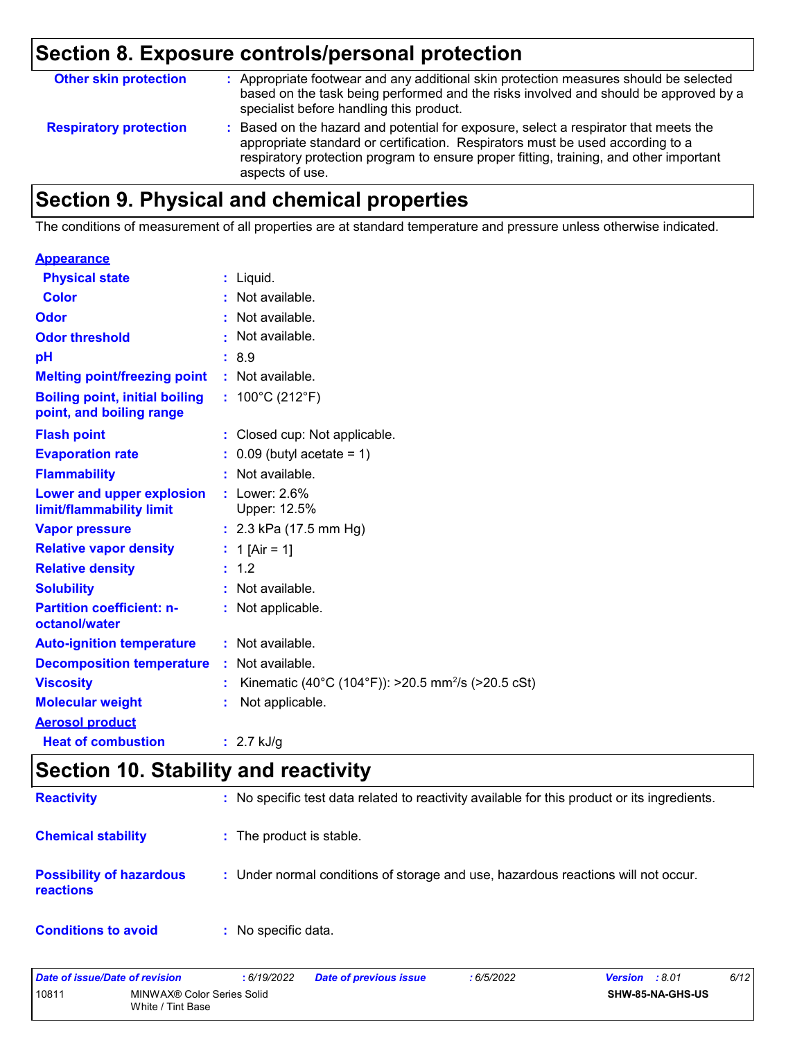## Section 8. Exposure controls/personal protection

| | |
|---|---|
| **Other skin protection** | : Appropriate footwear and any additional skin protection measures should be selected based on the task being performed and the risks involved and should be approved by a specialist before handling this product. |
| **Respiratory protection** | : Based on the hazard and potential for exposure, select a respirator that meets the appropriate standard or certification. Respirators must be used according to a respiratory protection program to ensure proper fitting, training, and other important aspects of use. |

## Section 9. Physical and chemical properties

The conditions of measurement of all properties are at standard temperature and pressure unless otherwise indicated.

| | |
|---|---|
| **Appearance** | |
| **Physical state** | : Liquid. |
| **Color** | : Not available. |
| **Odor** | : Not available. |
| **Odor threshold** | : Not available. |
| **pH** | : 8.9 |
| **Melting point/freezing point** | : Not available. |
| **Boiling point, initial boiling point, and boiling range** | : 100°C (212°F) |
| **Flash point** | : Closed cup: Not applicable. |
| **Evaporation rate** | : 0.09 (butyl acetate = 1) |
| **Flammability** | : Not available. |
| **Lower and upper explosion limit/flammability limit** | : Lower: 2.6%<br>Upper: 12.5% |
| **Vapor pressure** | : 2.3 kPa (17.5 mm Hg) |
| **Relative vapor density** | : 1 [Air = 1] |
| **Relative density** | : 1.2 |
| **Solubility** | : Not available. |
| **Partition coefficient: n-octanol/water** | : Not applicable. |
| **Auto-ignition temperature** | : Not available. |
| **Decomposition temperature** | : Not available. |
| **Viscosity** | : Kinematic (40°C (104°F)): >20.5 $mm^2/s$ (>20.5 cSt) |
| **Molecular weight** | : Not applicable. |
| **Aerosol product** | |
| **Heat of combustion** | : 2.7 kJ/g |

## Section 10. Stability and reactivity

| | |
|---|---|
| **Reactivity** | : No specific test data related to reactivity available for this product or its ingredients. |
| **Chemical stability** | : The product is stable. |
| **Possibility of hazardous reactions** | : Under normal conditions of storage and use, hazardous reactions will not occur. |
| **Conditions to avoid** | : No specific data. |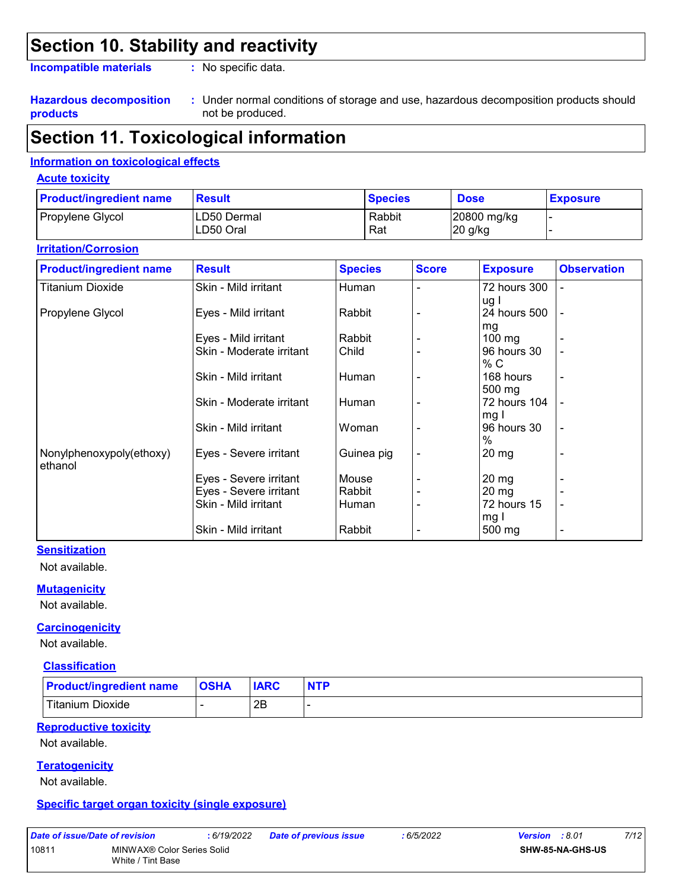# Section 10. Stability and reactivity

**Incompatible materials** : No specific data.

**Hazardous decomposition products** : Under normal conditions of storage and use, hazardous decomposition products should not be produced.

# Section 11. Toxicological information

## Information on toxicological effects

### Acute toxicity

| Product/ingredient name | Result | Species | Dose | Exposure |
|---|---|---|---|---|
| Propylene Glycol | LD50 Dermal<br>LD50 Oral | Rabbit<br>Rat | 20800 mg/kg<br>20 g/kg | -<br>- |

### Irritation/Corrosion

| Product/ingredient name | Result | Species | Score | Exposure | Observation |
|---|---|---|---|---|---|
| Titanium Dioxide | Skin - Mild irritant | Human | - | 72 hours 300 ug I | - |
| Propylene Glycol | Eyes - Mild irritant | Rabbit | - | 24 hours 500 mg | - |
| | Eyes - Mild irritant | Rabbit | - | 100 mg | - |
| | Skin - Moderate irritant | Child | - | 96 hours 30 % C | - |
| | Skin - Mild irritant | Human | - | 168 hours 500 mg | - |
| | Skin - Moderate irritant | Human | - | 72 hours 104 mg I | - |
| | Skin - Mild irritant | Woman | - | 96 hours 30 % | - |
| Nonylphenoxypoly(ethoxy) ethanol | Eyes - Severe irritant | Guinea pig | - | 20 mg | - |
| | Eyes - Severe irritant | Mouse | - | 20 mg | - |
| | Eyes - Severe irritant | Rabbit | - | 20 mg | - |
| | Skin - Mild irritant | Human | - | 72 hours 15 mg I | - |
| | Skin - Mild irritant | Rabbit | - | 500 mg | - |

### Sensitization

Not available.

### Mutagenicity

Not available.

### Carcinogenicity

Not available.

#### Classification

| Product/ingredient name | OSHA | IARC | NTP |
|---|---|---|---|
| Titanium Dioxide | - | 2B | - |

### Reproductive toxicity

Not available.

### Teratogenicity

Not available.

### Specific target organ toxicity (single exposure)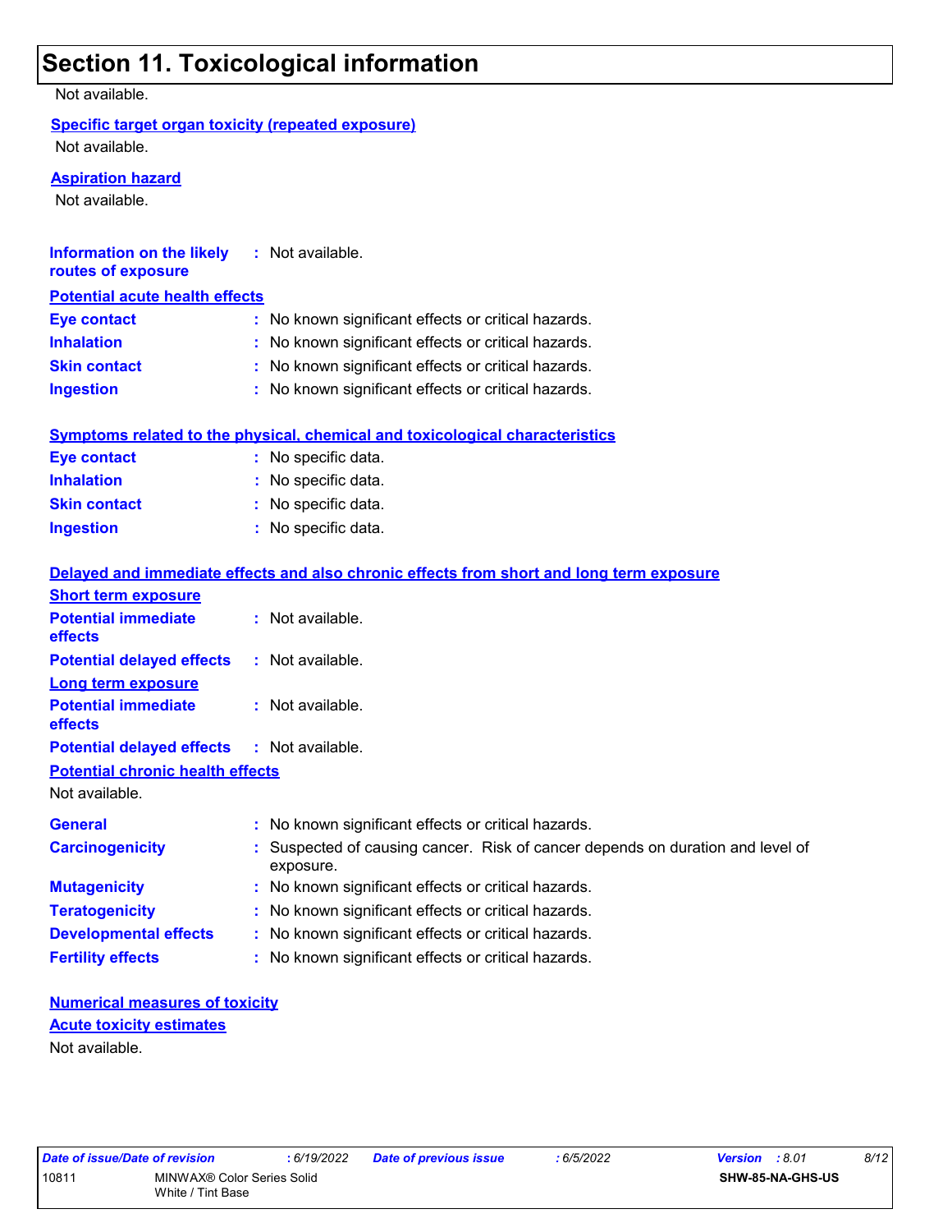# Section 11. Toxicological information

Not available.

**Specific target organ toxicity (repeated exposure)**

Not available.

**Aspiration hazard**

Not available.

**Information on the likely routes of exposure** : Not available.

**Potential acute health effects**

**Eye contact** : No known significant effects or critical hazards.
**Inhalation** : No known significant effects or critical hazards.
**Skin contact** : No known significant effects or critical hazards.
**Ingestion** : No known significant effects or critical hazards.

**Symptoms related to the physical, chemical and toxicological characteristics**

**Eye contact** : No specific data.
**Inhalation** : No specific data.
**Skin contact** : No specific data.
**Ingestion** : No specific data.

**Delayed and immediate effects and also chronic effects from short and long term exposure**

**Short term exposure**

**Potential immediate effects** : Not available.
**Potential delayed effects** : Not available.

**Long term exposure**

**Potential immediate effects** : Not available.
**Potential delayed effects** : Not available.

**Potential chronic health effects**

Not available.

**General** : No known significant effects or critical hazards.
**Carcinogenicity** : Suspected of causing cancer. Risk of cancer depends on duration and level of exposure.
**Mutagenicity** : No known significant effects or critical hazards.
**Teratogenicity** : No known significant effects or critical hazards.
**Developmental effects** : No known significant effects or critical hazards.
**Fertility effects** : No known significant effects or critical hazards.

**Numerical measures of toxicity**

**Acute toxicity estimates**

Not available.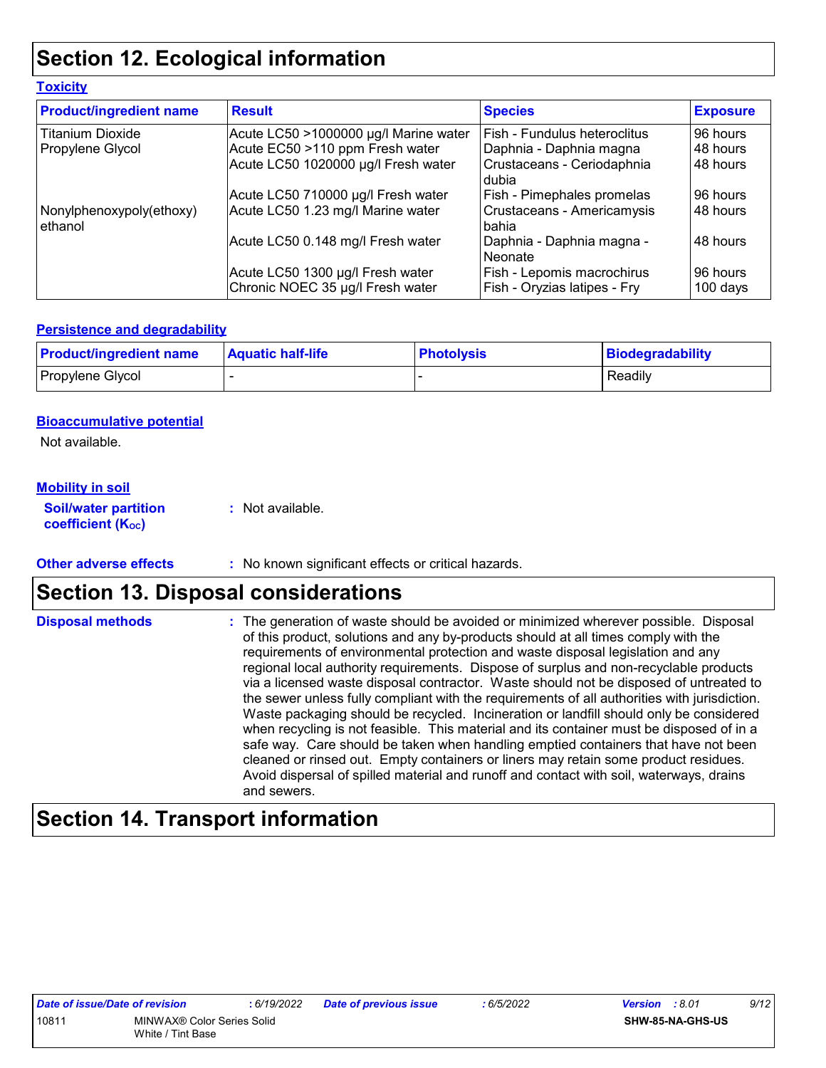# Section 12. Ecological information

### Toxicity

| Product/ingredient name | Result | Species | Exposure |
|---|---|---|---|
| Titanium Dioxide | Acute LC50 >1000000 µg/l Marine water | Fish - Fundulus heteroclitus | 96 hours |
| Propylene Glycol | Acute EC50 >110 ppm Fresh water | Daphnia - Daphnia magna | 48 hours |
| | Acute LC50 1020000 µg/l Fresh water | Crustaceans - Ceriodaphnia dubia | 48 hours |
| | Acute LC50 710000 µg/l Fresh water | Fish - Pimephales promelas | 96 hours |
| Nonylphenoxypoly(ethoxy) ethanol | Acute LC50 1.23 mg/l Marine water | Crustaceans - Americamysis bahia | 48 hours |
| | Acute LC50 0.148 mg/l Fresh water | Daphnia - Daphnia magna - Neonate | 48 hours |
| | Acute LC50 1300 µg/l Fresh water | Fish - Lepomis macrochirus | 96 hours |
| | Chronic NOEC 35 µg/l Fresh water | Fish - Oryzias latipes - Fry | 100 days |

### Persistence and degradability

| Product/ingredient name | Aquatic half-life | Photolysis | Biodegradability |
|---|---|---|---|
| Propylene Glycol | - | - | Readily |

### Bioaccumulative potential

Not available.

### Mobility in soil

**Soil/water partition coefficient ($K_{OC}$)** : Not available.

**Other adverse effects** : No known significant effects or critical hazards.

# Section 13. Disposal considerations

**Disposal methods** : The generation of waste should be avoided or minimized wherever possible. Disposal of this product, solutions and any by-products should at all times comply with the requirements of environmental protection and waste disposal legislation and any regional local authority requirements. Dispose of surplus and non-recyclable products via a licensed waste disposal contractor. Waste should not be disposed of untreated to the sewer unless fully compliant with the requirements of all authorities with jurisdiction. Waste packaging should be recycled. Incineration or landfill should only be considered when recycling is not feasible. This material and its container must be disposed of in a safe way. Care should be taken when handling emptied containers that have not been cleaned or rinsed out. Empty containers or liners may retain some product residues. Avoid dispersal of spilled material and runoff and contact with soil, waterways, drains and sewers.

# Section 14. Transport information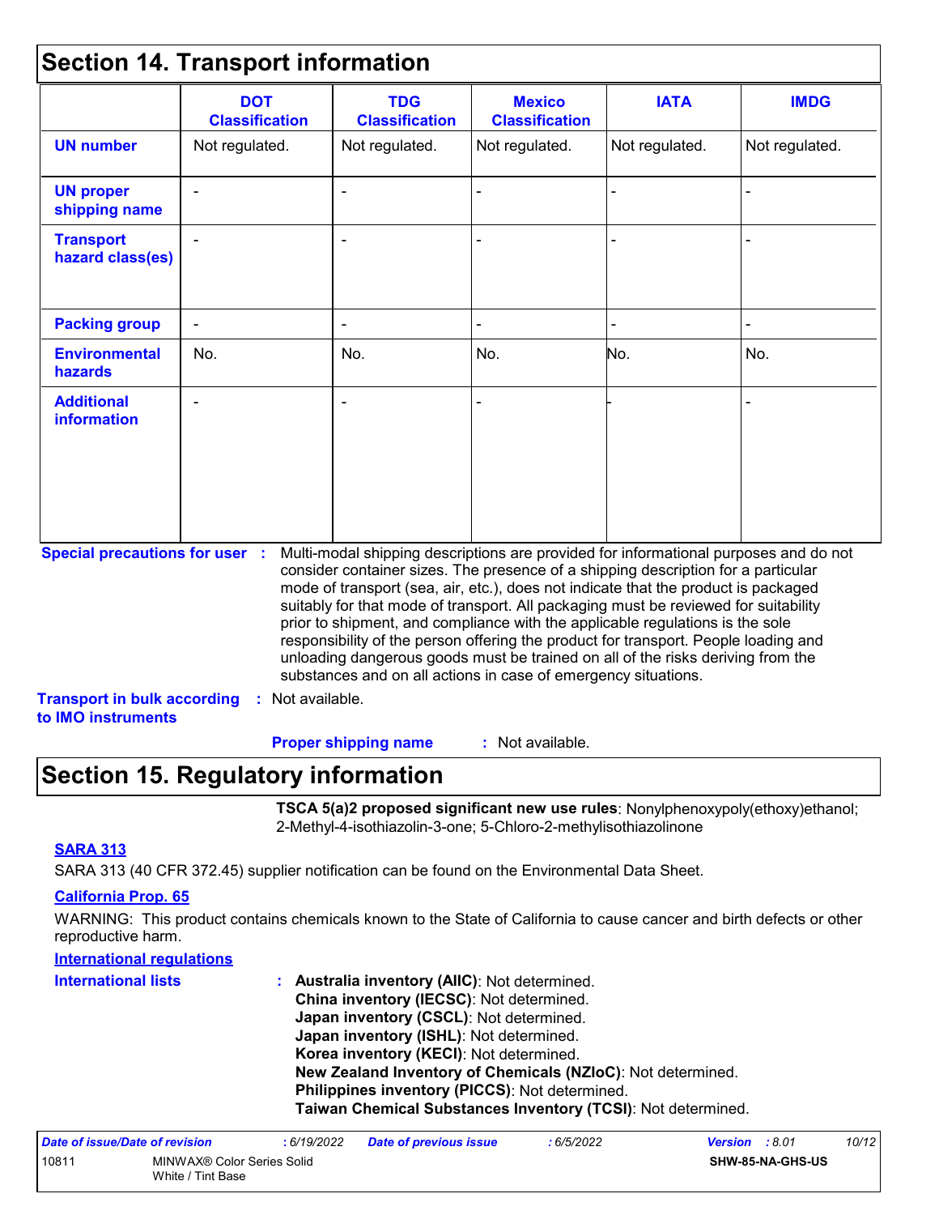## Section 14. Transport information

| | DOT Classification | TDG Classification | Mexico Classification | IATA | IMDG |
|---|---|---|---|---|---|
| **UN number** | Not regulated. | Not regulated. | Not regulated. | Not regulated. | Not regulated. |
| **UN proper shipping name** | - | - | - | - | - |
| **Transport hazard class(es)** | - | - | - | - | - |
| **Packing group** | - | - | - | - | - |
| **Environmental hazards** | No. | No. | No. | No. | No. |
| **Additional information** | - | - | - | - | - |

**Special precautions for user** : Multi-modal shipping descriptions are provided for informational purposes and do not consider container sizes. The presence of a shipping description for a particular mode of transport (sea, air, etc.), does not indicate that the product is packaged suitably for that mode of transport. All packaging must be reviewed for suitability prior to shipment, and compliance with the applicable regulations is the sole responsibility of the person offering the product for transport. People loading and unloading dangerous goods must be trained on all of the risks deriving from the substances and on all actions in case of emergency situations.

**Transport in bulk according to IMO instruments** : Not available.

**Proper shipping name** : Not available.

## Section 15. Regulatory information

**TSCA 5(a)2 proposed significant new use rules**: Nonylphenoxypoly(ethoxy)ethanol; 2-Methyl-4-isothiazolin-3-one; 5-Chloro-2-methylisothiazolinone

**SARA 313**

SARA 313 (40 CFR 372.45) supplier notification can be found on the Environmental Data Sheet.

**California Prop. 65**

WARNING: This product contains chemicals known to the State of California to cause cancer and birth defects or other reproductive harm.

**International regulations**

**International lists** :
- **Australia inventory (AIIC)**: Not determined.
- **China inventory (IECSC)**: Not determined.
- **Japan inventory (CSCL)**: Not determined.
- **Japan inventory (ISHL)**: Not determined.
- **Korea inventory (KECI)**: Not determined.
- **New Zealand Inventory of Chemicals (NZIoC)**: Not determined.
- **Philippines inventory (PICCS)**: Not determined.
- **Taiwan Chemical Substances Inventory (TCSI)**: Not determined.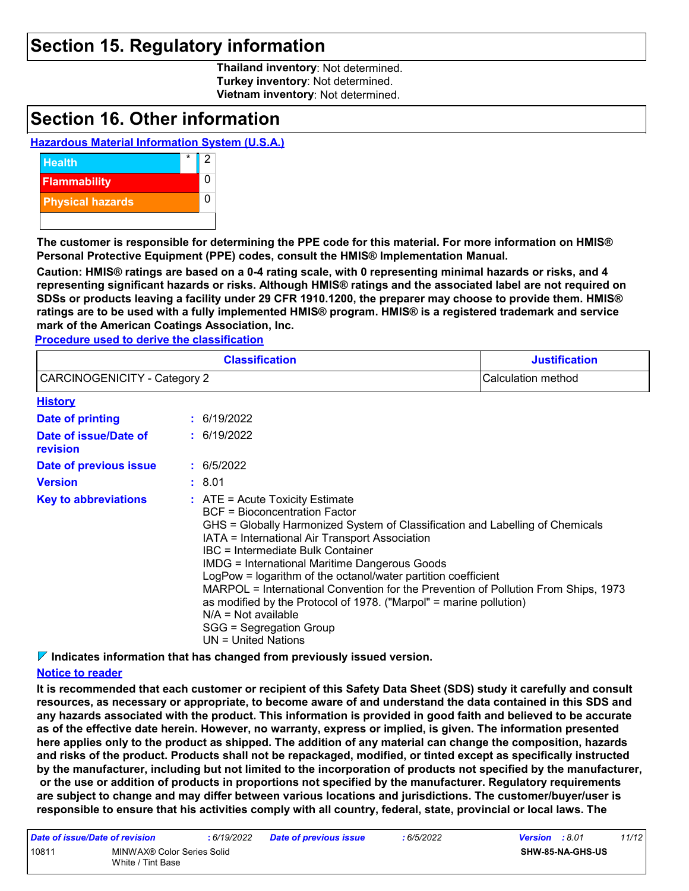## Section 15. Regulatory information

**Thailand inventory**: Not determined.
**Turkey inventory**: Not determined.
**Vietnam inventory**: Not determined.

## Section 16. Other information

**Hazardous Material Information System (U.S.A.)**

| | | |
|---|---|---|
| Health | * | 2 |
| Flammability | | 0 |
| Physical hazards | | 0 |

**The customer is responsible for determining the PPE code for this material. For more information on HMIS® Personal Protective Equipment (PPE) codes, consult the HMIS® Implementation Manual.**

**Caution: HMIS® ratings are based on a 0-4 rating scale, with 0 representing minimal hazards or risks, and 4 representing significant hazards or risks. Although HMIS® ratings and the associated label are not required on SDSs or products leaving a facility under 29 CFR 1910.1200, the preparer may choose to provide them. HMIS® ratings are to be used with a fully implemented HMIS® program. HMIS® is a registered trademark and service mark of the American Coatings Association, Inc.**

**Procedure used to derive the classification**

| Classification | Justification |
|---|---|
| CARCINOGENICITY - Category 2 | Calculation method |

**History**

**Date of printing** : 6/19/2022

**Date of issue/Date of revision** : 6/19/2022

**Date of previous issue** : 6/5/2022

**Version** : 8.01

**Key to abbreviations** : ATE = Acute Toxicity Estimate
BCF = Bioconcentration Factor
GHS = Globally Harmonized System of Classification and Labelling of Chemicals
IATA = International Air Transport Association
IBC = Intermediate Bulk Container
IMDG = International Maritime Dangerous Goods
LogPow = logarithm of the octanol/water partition coefficient
MARPOL = International Convention for the Prevention of Pollution From Ships, 1973 as modified by the Protocol of 1978. ("Marpol" = marine pollution)
N/A = Not available
SGG = Segregation Group
UN = United Nations

**Indicates information that has changed from previously issued version.**

**Notice to reader**

**It is recommended that each customer or recipient of this Safety Data Sheet (SDS) study it carefully and consult resources, as necessary or appropriate, to become aware of and understand the data contained in this SDS and any hazards associated with the product. This information is provided in good faith and believed to be accurate as of the effective date herein. However, no warranty, express or implied, is given. The information presented here applies only to the product as shipped. The addition of any material can change the composition, hazards and risks of the product. Products shall not be repackaged, modified, or tinted except as specifically instructed by the manufacturer, including but not limited to the incorporation of products not specified by the manufacturer, or the use or addition of products in proportions not specified by the manufacturer. Regulatory requirements are subject to change and may differ between various locations and jurisdictions. The customer/buyer/user is responsible to ensure that his activities comply with all country, federal, state, provincial or local laws. The**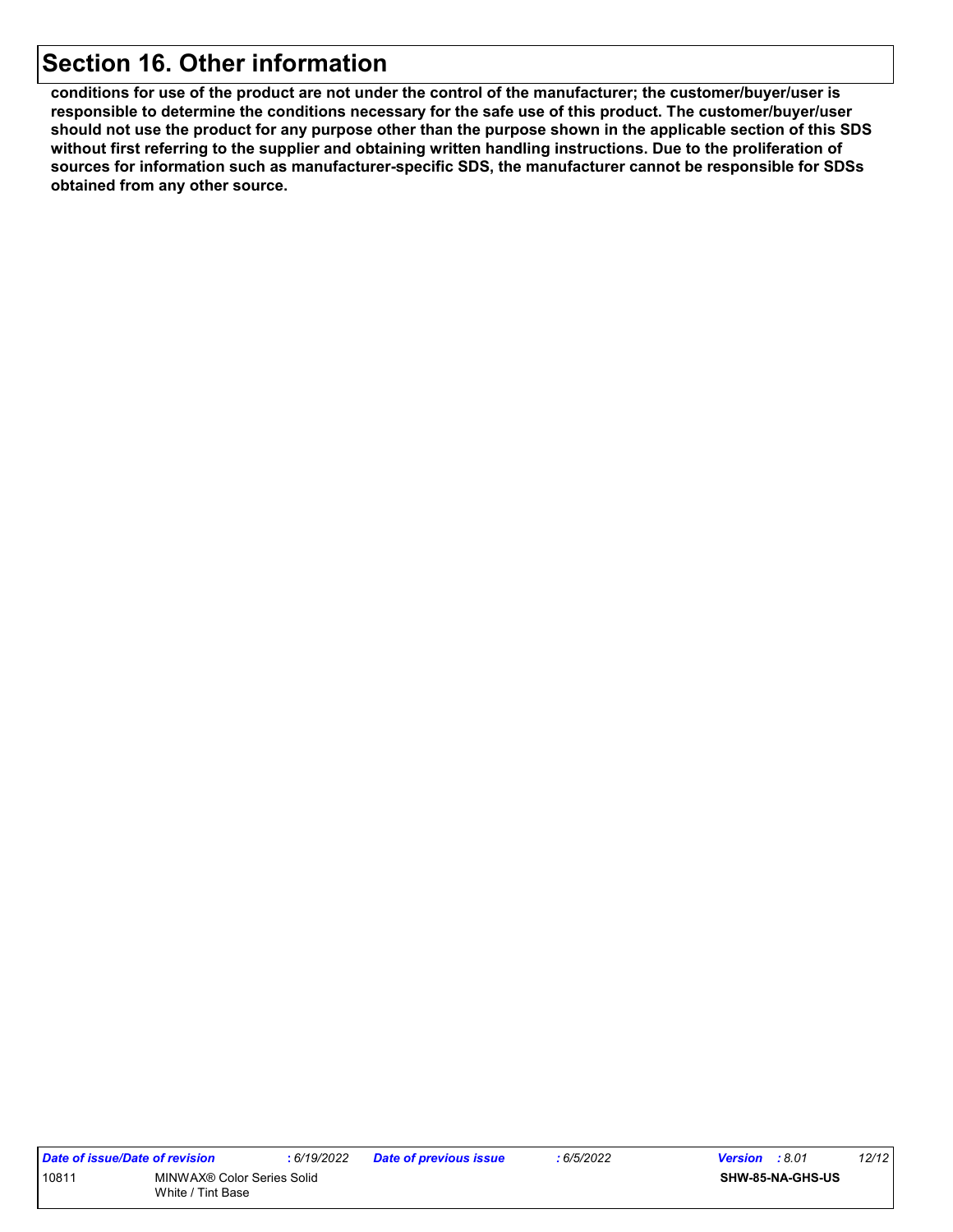## Section 16. Other information

**conditions for use of the product are not under the control of the manufacturer; the customer/buyer/user is responsible to determine the conditions necessary for the safe use of this product. The customer/buyer/user should not use the product for any purpose other than the purpose shown in the applicable section of this SDS without first referring to the supplier and obtaining written handling instructions. Due to the proliferation of sources for information such as manufacturer-specific SDS, the manufacturer cannot be responsible for SDSs obtained from any other source.**